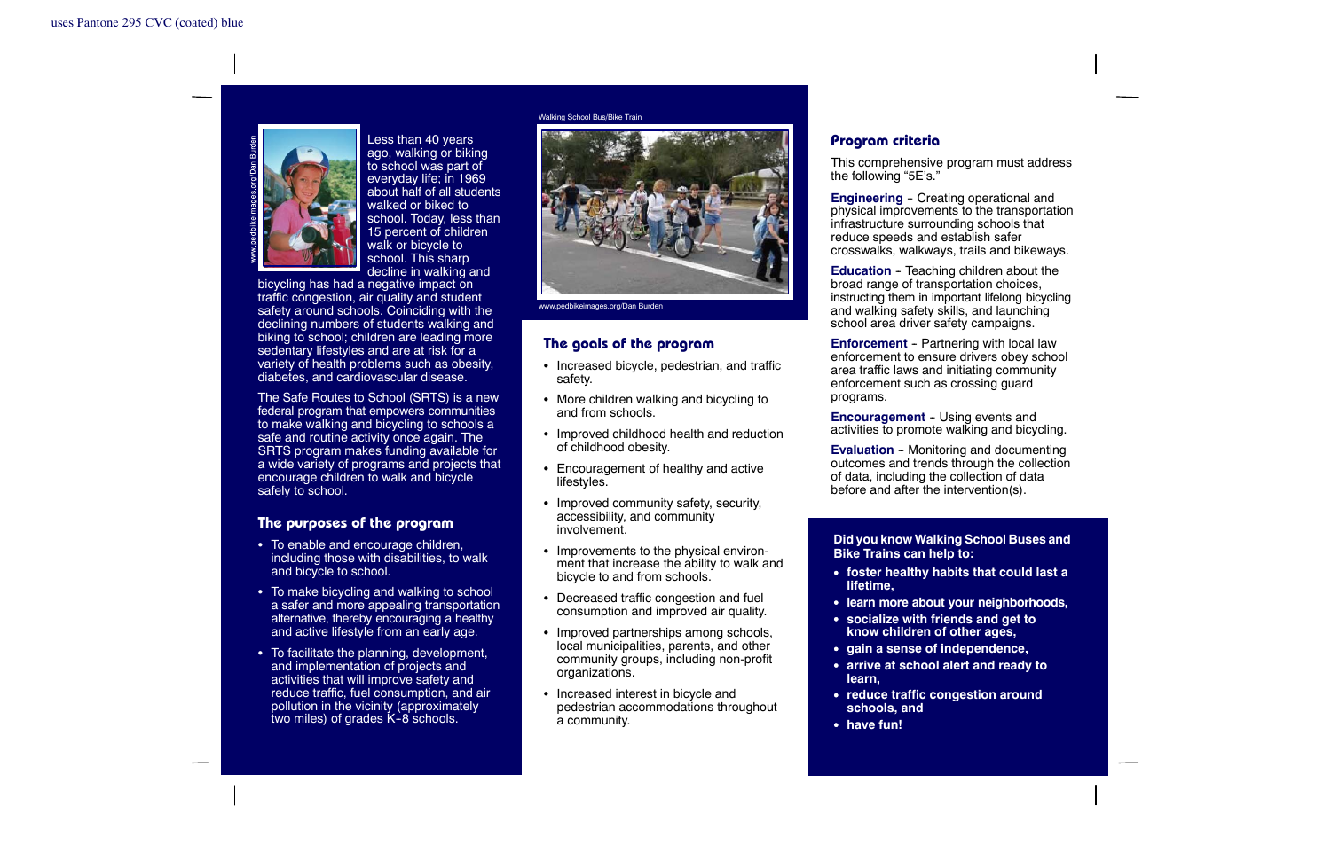Less than 40 years ago, walking or biking to school was part of everyday life; in 1969 about half of all students walked or biked to school. Today, less than 15 percent of children walk or bicycle to school. This sharp decline in walking and bicycling has had a negative impact on traffic congestion, air quality and student safety around schools. Coinciding with the declining numbers of students walking and biking to school; children are leading more sedentary lifestyles and are at risk for a variety of health problems such as obesity, diabetes, and cardiovascular disease.

The Safe Routes to School (SRTS) is a new federal program that empowers communities to make walking and bicycling to schools a safe and routine activity once again. The SRTS program makes funding available for a wide variety of programs and projects that encourage children to walk and bicycle safely to school.

## The purposes of the program

- To enable and encourage children, including those with disabilities, to walk and bicycle to school.
- To make bicycling and walking to school a safer and more appealing transportation alternative, thereby encouraging a healthy and active lifestyle from an early age.
- To facilitate the planning, development, and implementation of projects and activities that will improve safety and reduce traffic, fuel consumption, and air pollution in the vicinity (approximately two miles) of grades K-8 schools.

Walking School Bus/Bike Train

www.pedbikeimages.org/Dan Burden

## The goals of the program

- Increased bicycle, pedestrian, and traffic safety.
- More children walking and bicycling to and from schools.
- Improved childhood health and reduction of childhood obesity.
- Encouragement of healthy and active lifestyles.
- Improved community safety, security, accessibility, and community involvement.
- Improvements to the physical environment that increase the ability to walk and bicycle to and from schools.
- Decreased traffic congestion and fuel consumption and improved air quality.
- Improved partnerships among schools, local municipalities, parents, and other community groups, including non-profit organizations.
- Increased interest in bicycle and pedestrian accommodations throughout a community.

## Program criteria

This comprehensive program must address the following "5E's."

**Engineering** - Creating operational and physical improvements to the transportation infrastructure surrounding schools that reduce speeds and establish safer crosswalks, walkways, trails and bikeways.

**Education** - Teaching children about the broad range of transportation choices, instructing them in important lifelong bicycling and walking safety skills, and launching school area driver safety campaigns.

**Enforcement** - Partnering with local law enforcement to ensure drivers obey school area traffic laws and initiating community enforcement such as crossing guard programs.

**Encouragement** - Using events and activities to promote walking and bicycling.

**Evaluation** - Monitoring and documenting outcomes and trends through the collection of data, including the collection of data before and after the intervention(s).

**Did you know Walking School Buses and Bike Trains can help to:**

- **foster healthy habits that could last a lifetime,**
- **learn more about your neighborhoods,**
- **socialize with friends and get to know children of other ages,**
- **gain a sense of independence,**
- **arrive at school alert and ready to learn,**
- **reduce traffic congestion around schools, and**
- **have fun!**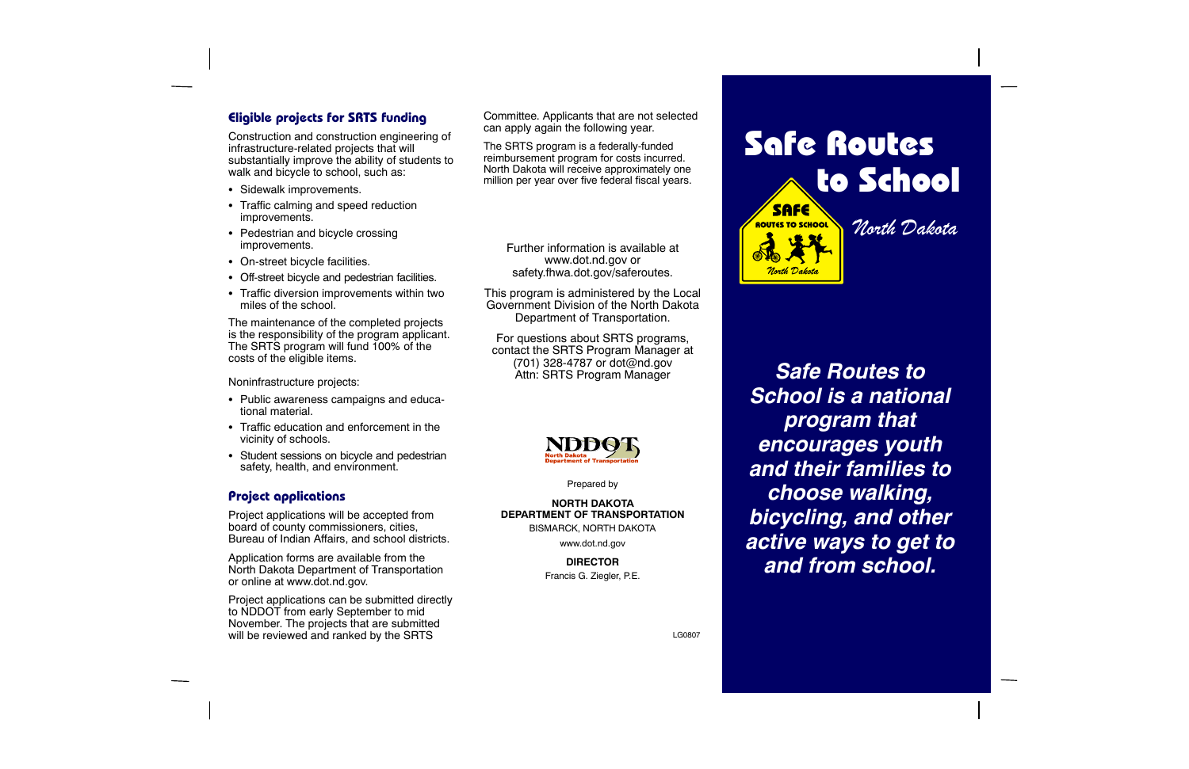## Eligible projects for SRTS funding

Construction and construction engineering of infrastructure-related projects that will substantially improve the ability of students to walk and bicycle to school, such as:

- Sidewalk improvements.
- Traffic calming and speed reduction improvements.
- Pedestrian and bicycle crossing improvements.
- On-street bicycle facilities.
- Off-street bicycle and pedestrian facilities.
- Traffic diversion improvements within two miles of the school.

The maintenance of the completed projects is the responsibility of the program applicant. The SRTS program will fund 100% of the costs of the eligible items.

Noninfrastructure projects:

- Public awareness campaigns and educational material.
- Traffic education and enforcement in the vicinity of schools.
- Student sessions on bicycle and pedestrian safety, health, and environment.

## Project applications

Project applications will be accepted from board of county commissioners, cities, Bureau of Indian Affairs, and school districts.

Application forms are available from the North Dakota Department of Transportation or online at www.dot.nd.gov.

Project applications can be submitted directly to NDDOT from early September to mid November. The projects that are submitted will be reviewed and ranked by the SRTS Committee. Applicants that are not selected can apply again the following year.

The SRTS program is a federally-funded reimbursement program for costs incurred. North Dakota will receive approximately one million per year over five federal fiscal years.

Further information is available at www.dot.nd.gov or safety.fhwa.dot.gov/saferoutes.

This program is administered by the Local Government Division of the North Dakota Department of Transportation.

For questions about SRTS programs, contact the SRTS Program Manager at (701) 328-4787 or dot@nd.gov
Attn: SRTS Program Manager

NDDOT
North Dakota
Department of Transportation

Prepared by

**NORTH DAKOTA DEPARTMENT OF TRANSPORTATION**

BISMARCK, NORTH DAKOTA

www.dot.nd.gov

**DIRECTOR**

Francis G. Ziegler, P.E.

LG0807

# Safe Routes to School

SAFE
ROUTES TO SCHOOL
North Dakota

*North Dakota*

***Safe Routes to School is a national program that encourages youth and their families to choose walking, bicycling, and other active ways to get to and from school.***